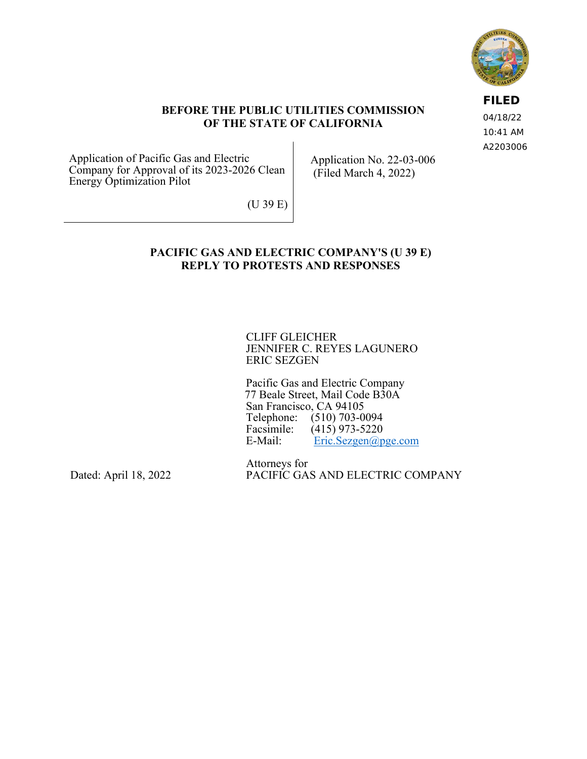FILED
04/18/22
10:41 AM
A2203006

**BEFORE THE PUBLIC UTILITIES COMMISSION OF THE STATE OF CALIFORNIA**

| | |
|---|---|
| Application of Pacific Gas and Electric Company for Approval of its 2023-2026 Clean Energy Optimization Pilot<br><br>(U 39 E) | Application No. 22-03-006<br>(Filed March 4, 2022) |

**PACIFIC GAS AND ELECTRIC COMPANY'S (U 39 E) REPLY TO PROTESTS AND RESPONSES**

CLIFF GLEICHER
JENNIFER C. REYES LAGUNERO
ERIC SEZGEN

Pacific Gas and Electric Company
77 Beale Street, Mail Code B30A
San Francisco, CA 94105
Telephone: (510) 703-0094
Facsimile: (415) 973-5220
E-Mail: Eric.Sezgen@pge.com

Attorneys for
PACIFIC GAS AND ELECTRIC COMPANY

Dated: April 18, 2022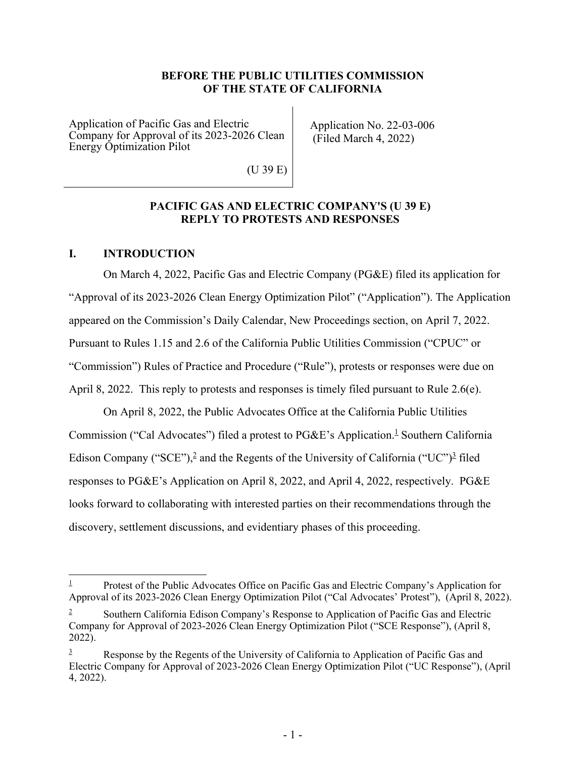**BEFORE THE PUBLIC UTILITIES COMMISSION OF THE STATE OF CALIFORNIA**

| | |
|---|---|
| Application of Pacific Gas and Electric Company for Approval of its 2023-2026 Clean Energy Optimization Pilot<br><br>(U 39 E) | Application No. 22-03-006<br>(Filed March 4, 2022) |

**PACIFIC GAS AND ELECTRIC COMPANY'S (U 39 E) REPLY TO PROTESTS AND RESPONSES**

## I. INTRODUCTION

On March 4, 2022, Pacific Gas and Electric Company (PG&E) filed its application for "Approval of its 2023-2026 Clean Energy Optimization Pilot" ("Application"). The Application appeared on the Commission's Daily Calendar, New Proceedings section, on April 7, 2022. Pursuant to Rules 1.15 and 2.6 of the California Public Utilities Commission ("CPUC" or "Commission") Rules of Practice and Procedure ("Rule"), protests or responses were due on April 8, 2022. This reply to protests and responses is timely filed pursuant to Rule 2.6(e).

On April 8, 2022, the Public Advocates Office at the California Public Utilities Commission ("Cal Advocates") filed a protest to PG&E's Application.[1] Southern California Edison Company ("SCE"),[2] and the Regents of the University of California ("UC")[3] filed responses to PG&E's Application on April 8, 2022, and April 4, 2022, respectively. PG&E looks forward to collaborating with interested parties on their recommendations through the discovery, settlement discussions, and evidentiary phases of this proceeding.

---

[1] Protest of the Public Advocates Office on Pacific Gas and Electric Company's Application for Approval of its 2023-2026 Clean Energy Optimization Pilot ("Cal Advocates' Protest"), (April 8, 2022).

[2] Southern California Edison Company's Response to Application of Pacific Gas and Electric Company for Approval of 2023-2026 Clean Energy Optimization Pilot ("SCE Response"), (April 8, 2022).

[3] Response by the Regents of the University of California to Application of Pacific Gas and Electric Company for Approval of 2023-2026 Clean Energy Optimization Pilot ("UC Response"), (April 4, 2022).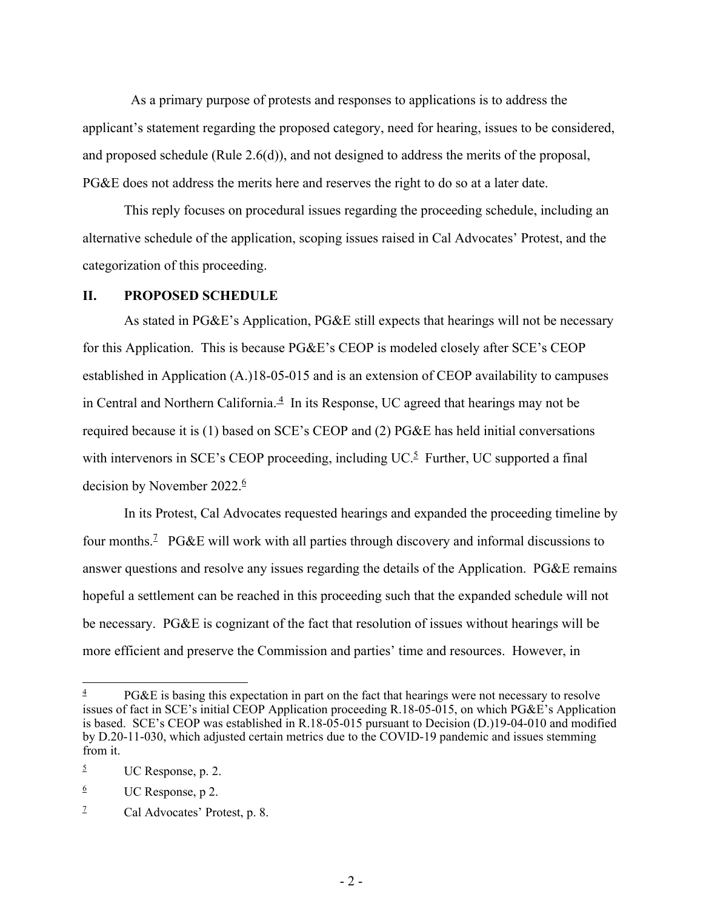As a primary purpose of protests and responses to applications is to address the applicant's statement regarding the proposed category, need for hearing, issues to be considered, and proposed schedule (Rule 2.6(d)), and not designed to address the merits of the proposal, PG&E does not address the merits here and reserves the right to do so at a later date.

This reply focuses on procedural issues regarding the proceeding schedule, including an alternative schedule of the application, scoping issues raised in Cal Advocates' Protest, and the categorization of this proceeding.

## II. PROPOSED SCHEDULE

As stated in PG&E's Application, PG&E still expects that hearings will not be necessary for this Application. This is because PG&E's CEOP is modeled closely after SCE's CEOP established in Application (A.)18-05-015 and is an extension of CEOP availability to campuses in Central and Northern California.[4] In its Response, UC agreed that hearings may not be required because it is (1) based on SCE's CEOP and (2) PG&E has held initial conversations with intervenors in SCE's CEOP proceeding, including UC.[5] Further, UC supported a final decision by November 2022.[6]

In its Protest, Cal Advocates requested hearings and expanded the proceeding timeline by four months.[7] PG&E will work with all parties through discovery and informal discussions to answer questions and resolve any issues regarding the details of the Application. PG&E remains hopeful a settlement can be reached in this proceeding such that the expanded schedule will not be necessary. PG&E is cognizant of the fact that resolution of issues without hearings will be more efficient and preserve the Commission and parties' time and resources. However, in

---

[4] PG&E is basing this expectation in part on the fact that hearings were not necessary to resolve issues of fact in SCE's initial CEOP Application proceeding R.18-05-015, on which PG&E's Application is based. SCE's CEOP was established in R.18-05-015 pursuant to Decision (D.)19-04-010 and modified by D.20-11-030, which adjusted certain metrics due to the COVID-19 pandemic and issues stemming from it.

[5] UC Response, p. 2.

[6] UC Response, p 2.

[7] Cal Advocates' Protest, p. 8.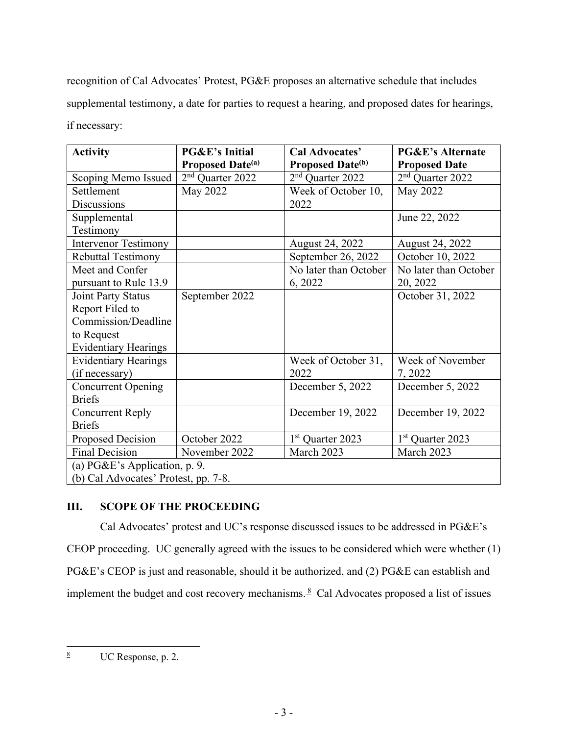recognition of Cal Advocates' Protest, PG&E proposes an alternative schedule that includes supplemental testimony, a date for parties to request a hearing, and proposed dates for hearings, if necessary:

| Activity | PG&E's Initial Proposed Date[(a)] | Cal Advocates' Proposed Date[(b)] | PG&E's Alternate Proposed Date |
|---|---|---|---|
| Scoping Memo Issued | 2nd Quarter 2022 | 2nd Quarter 2022 | 2nd Quarter 2022 |
| Settlement Discussions | May 2022 | Week of October 10, 2022 | May 2022 |
| Supplemental Testimony | | | June 22, 2022 |
| Intervenor Testimony | | August 24, 2022 | August 24, 2022 |
| Rebuttal Testimony | | September 26, 2022 | October 10, 2022 |
| Meet and Confer pursuant to Rule 13.9 | | No later than October 6, 2022 | No later than October 20, 2022 |
| Joint Party Status Report Filed to Commission/Deadline to Request Evidentiary Hearings | September 2022 | | October 31, 2022 |
| Evidentiary Hearings (if necessary) | | Week of October 31, 2022 | Week of November 7, 2022 |
| Concurrent Opening Briefs | | December 5, 2022 | December 5, 2022 |
| Concurrent Reply Briefs | | December 19, 2022 | December 19, 2022 |
| Proposed Decision | October 2022 | 1st Quarter 2023 | 1st Quarter 2023 |
| Final Decision | November 2022 | March 2023 | March 2023 |
| (a) PG&E's Application, p. 9.<br>(b) Cal Advocates' Protest, pp. 7-8. | | | |

## III. SCOPE OF THE PROCEEDING

Cal Advocates' protest and UC's response discussed issues to be addressed in PG&E's CEOP proceeding. UC generally agreed with the issues to be considered which were whether (1) PG&E's CEOP is just and reasonable, should it be authorized, and (2) PG&E can establish and implement the budget and cost recovery mechanisms.[8] Cal Advocates proposed a list of issues

[8] UC Response, p. 2.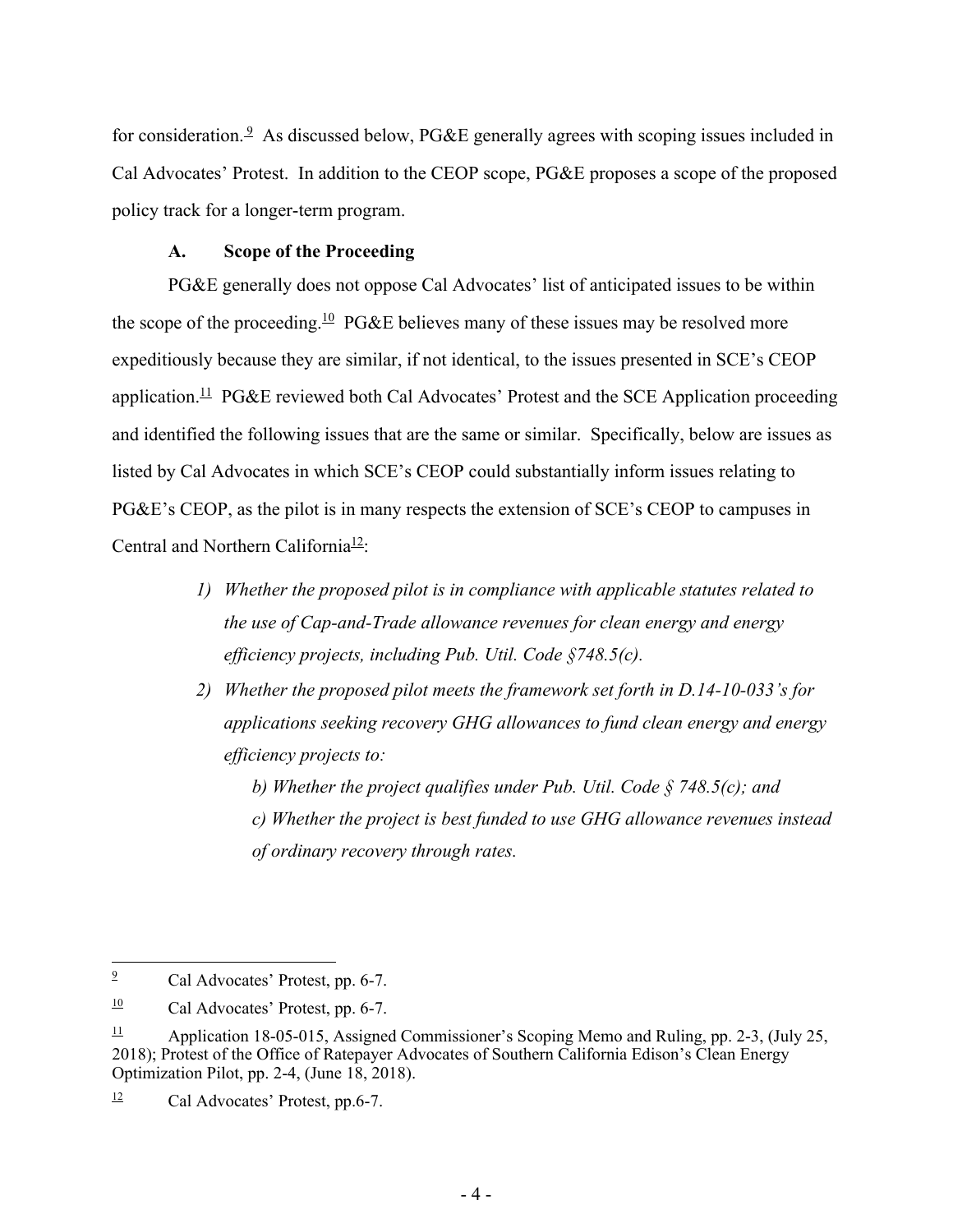for consideration.[9] As discussed below, PG&E generally agrees with scoping issues included in Cal Advocates' Protest. In addition to the CEOP scope, PG&E proposes a scope of the proposed policy track for a longer-term program.

### A. Scope of the Proceeding

PG&E generally does not oppose Cal Advocates' list of anticipated issues to be within the scope of the proceeding.[10] PG&E believes many of these issues may be resolved more expeditiously because they are similar, if not identical, to the issues presented in SCE's CEOP application.[11] PG&E reviewed both Cal Advocates' Protest and the SCE Application proceeding and identified the following issues that are the same or similar. Specifically, below are issues as listed by Cal Advocates in which SCE's CEOP could substantially inform issues relating to PG&E's CEOP, as the pilot is in many respects the extension of SCE's CEOP to campuses in Central and Northern California[12]:

> 1) *Whether the proposed pilot is in compliance with applicable statutes related to the use of Cap-and-Trade allowance revenues for clean energy and energy efficiency projects, including Pub. Util. Code §748.5(c).*
>
> 2) *Whether the proposed pilot meets the framework set forth in D.14-10-033's for applications seeking recovery GHG allowances to fund clean energy and energy efficiency projects to:*
>
> > *b) Whether the project qualifies under Pub. Util. Code § 748.5(c); and*
> >
> > *c) Whether the project is best funded to use GHG allowance revenues instead of ordinary recovery through rates.*

---

[9] Cal Advocates' Protest, pp. 6-7.

[10] Cal Advocates' Protest, pp. 6-7.

[11] Application 18-05-015, Assigned Commissioner's Scoping Memo and Ruling, pp. 2-3, (July 25, 2018); Protest of the Office of Ratepayer Advocates of Southern California Edison's Clean Energy Optimization Pilot, pp. 2-4, (June 18, 2018).

[12] Cal Advocates' Protest, pp.6-7.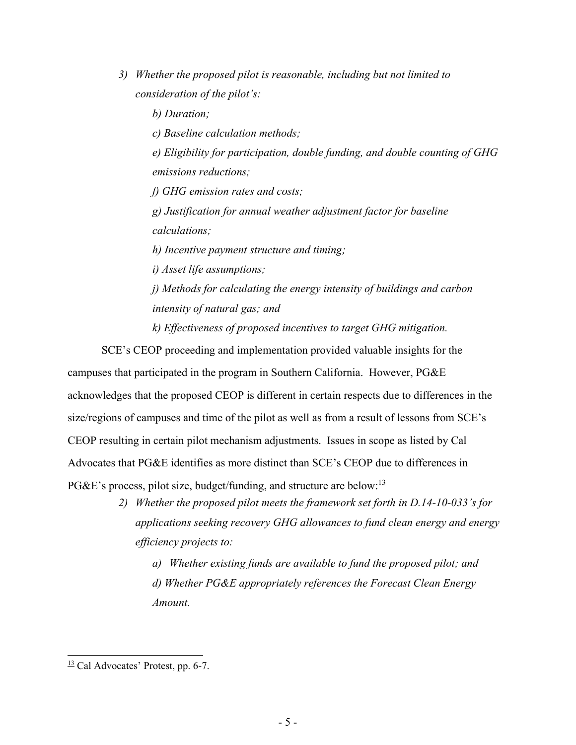> *3) Whether the proposed pilot is reasonable, including but not limited to consideration of the pilot's:*
>
> > *b) Duration;*
> >
> > *c) Baseline calculation methods;*
> >
> > *e) Eligibility for participation, double funding, and double counting of GHG emissions reductions;*
> >
> > *f) GHG emission rates and costs;*
> >
> > *g) Justification for annual weather adjustment factor for baseline calculations;*
> >
> > *h) Incentive payment structure and timing;*
> >
> > *i) Asset life assumptions;*
> >
> > *j) Methods for calculating the energy intensity of buildings and carbon intensity of natural gas; and*
> >
> > *k) Effectiveness of proposed incentives to target GHG mitigation.*

SCE's CEOP proceeding and implementation provided valuable insights for the campuses that participated in the program in Southern California. However, PG&E acknowledges that the proposed CEOP is different in certain respects due to differences in the size/regions of campuses and time of the pilot as well as from a result of lessons from SCE's CEOP resulting in certain pilot mechanism adjustments. Issues in scope as listed by Cal Advocates that PG&E identifies as more distinct than SCE's CEOP due to differences in PG&E's process, pilot size, budget/funding, and structure are below:[13]

> *2) Whether the proposed pilot meets the framework set forth in D.14-10-033's for applications seeking recovery GHG allowances to fund clean energy and energy efficiency projects to:*
>
> > *a) Whether existing funds are available to fund the proposed pilot; and*
> >
> > *d) Whether PG&E appropriately references the Forecast Clean Energy Amount.*

---

[13] Cal Advocates' Protest, pp. 6-7.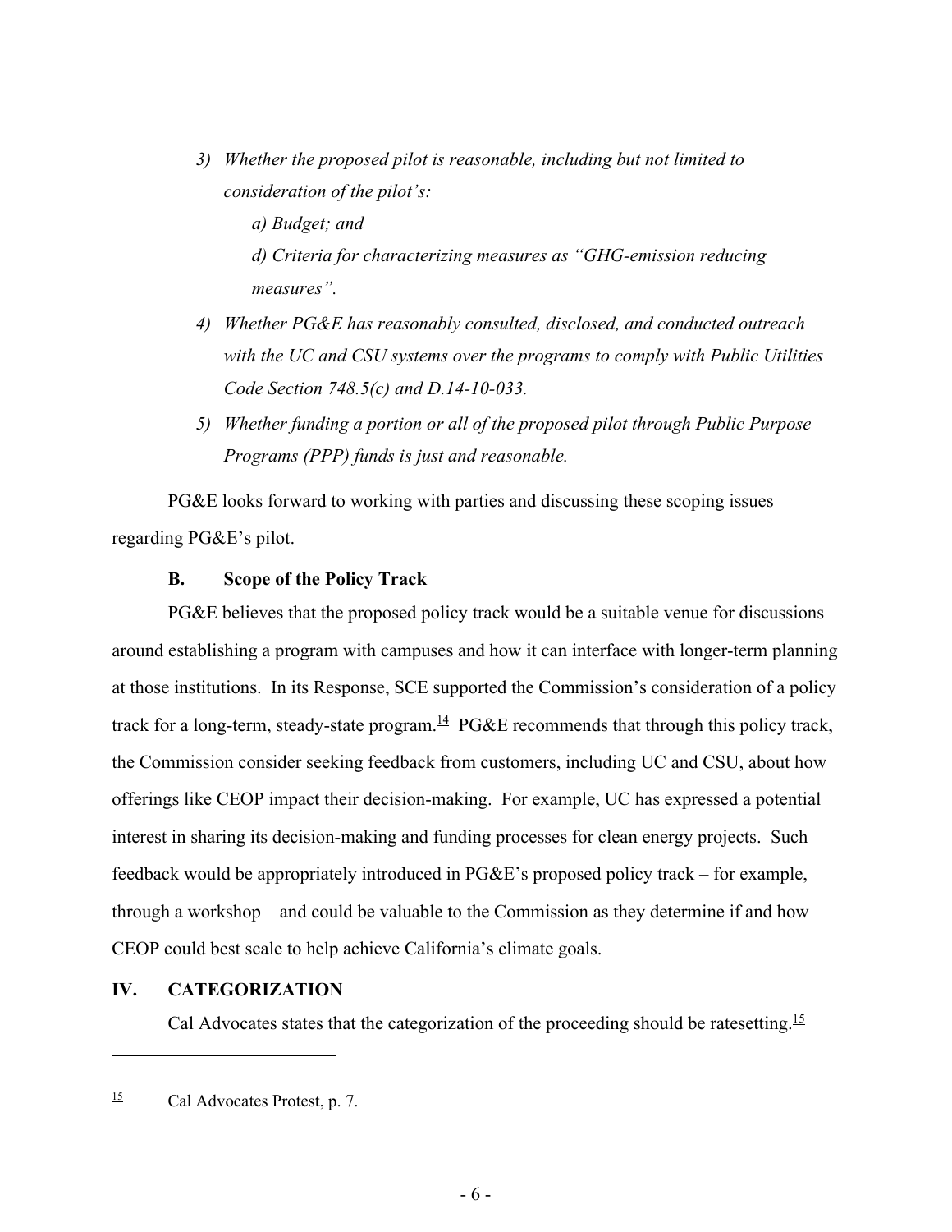3) *Whether the proposed pilot is reasonable, including but not limited to consideration of the pilot's:*

    *a) Budget; and*

    *d) Criteria for characterizing measures as "GHG-emission reducing measures".*

4) *Whether PG&E has reasonably consulted, disclosed, and conducted outreach with the UC and CSU systems over the programs to comply with Public Utilities Code Section 748.5(c) and D.14-10-033.*

5) *Whether funding a portion or all of the proposed pilot through Public Purpose Programs (PPP) funds is just and reasonable.*

PG&E looks forward to working with parties and discussing these scoping issues regarding PG&E's pilot.

### B. Scope of the Policy Track

PG&E believes that the proposed policy track would be a suitable venue for discussions around establishing a program with campuses and how it can interface with longer-term planning at those institutions. In its Response, SCE supported the Commission's consideration of a policy track for a long-term, steady-state program.[14] PG&E recommends that through this policy track, the Commission consider seeking feedback from customers, including UC and CSU, about how offerings like CEOP impact their decision-making. For example, UC has expressed a potential interest in sharing its decision-making and funding processes for clean energy projects. Such feedback would be appropriately introduced in PG&E's proposed policy track – for example, through a workshop – and could be valuable to the Commission as they determine if and how CEOP could best scale to help achieve California's climate goals.

## IV. CATEGORIZATION

Cal Advocates states that the categorization of the proceeding should be ratesetting.[15]

---

[15] Cal Advocates Protest, p. 7.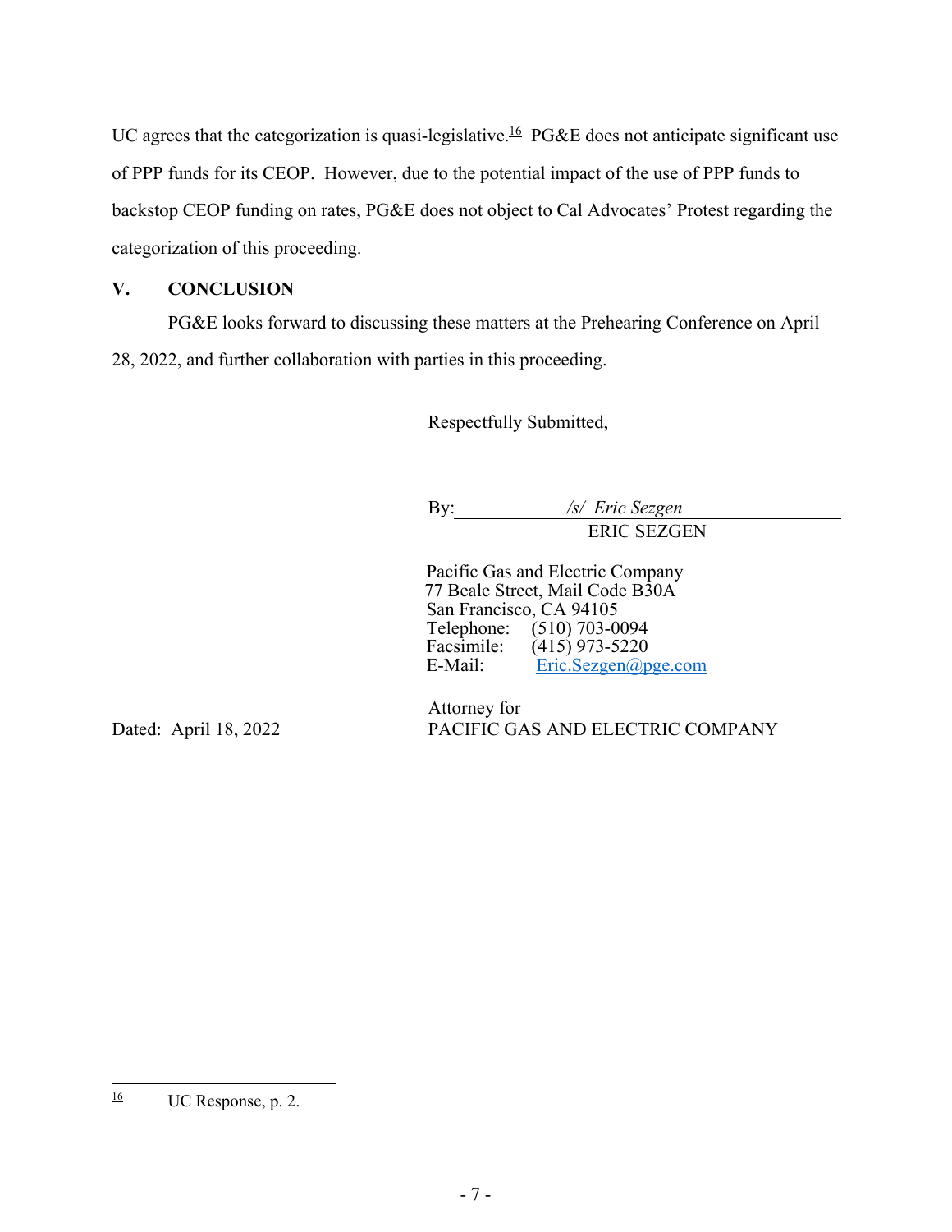UC agrees that the categorization is quasi-legislative.[16] PG&E does not anticipate significant use of PPP funds for its CEOP. However, due to the potential impact of the use of PPP funds to backstop CEOP funding on rates, PG&E does not object to Cal Advocates' Protest regarding the categorization of this proceeding.

## V. CONCLUSION

PG&E looks forward to discussing these matters at the Prehearing Conference on April 28, 2022, and further collaboration with parties in this proceeding.

Respectfully Submitted,

By: */s/ Eric Sezgen*
ERIC SEZGEN

Pacific Gas and Electric Company
77 Beale Street, Mail Code B30A
San Francisco, CA 94105
Telephone: (510) 703-0094
Facsimile: (415) 973-5220
E-Mail: Eric.Sezgen@pge.com

Attorney for
PACIFIC GAS AND ELECTRIC COMPANY

Dated: April 18, 2022

---

[16] UC Response, p. 2.